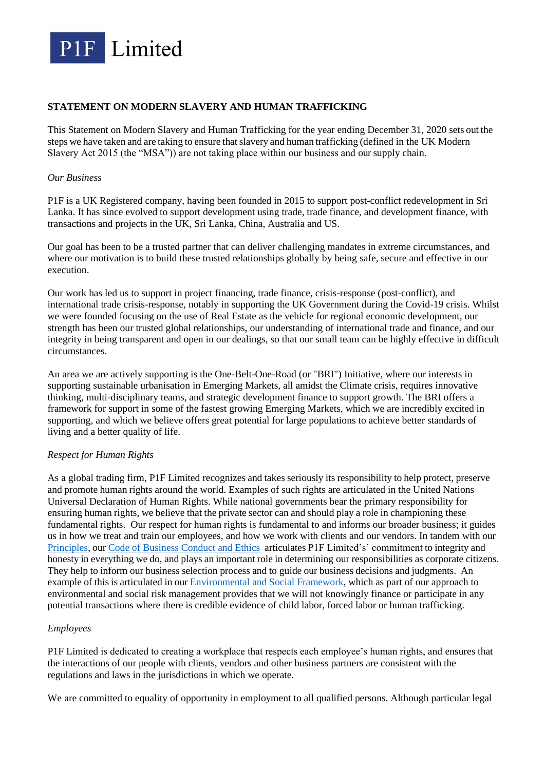# P1F Limited

**STATEMENT ON MODERN SLAVERY AND HUMAN TRAFFICKING**

This Statement on Modern Slavery and Human Trafficking for the year ending December 31, 2020 sets out the steps we have taken and are taking to ensure that slavery and human trafficking (defined in the UK Modern Slavery Act 2015 (the "MSA")) are not taking place within our business and our supply chain.

*Our Business*

P1F is a UK Registered company, having been founded in 2015 to support post-conflict redevelopment in Sri Lanka. It has since evolved to support development using trade, trade finance, and development finance, with transactions and projects in the UK, Sri Lanka, China, Australia and US.

Our goal has been to be a trusted partner that can deliver challenging mandates in extreme circumstances, and where our motivation is to build these trusted relationships globally by being safe, secure and effective in our execution.

Our work has led us to support in project financing, trade finance, crisis-response (post-conflict), and international trade crisis-response, notably in supporting the UK Government during the Covid-19 crisis. Whilst we were founded focusing on the use of Real Estate as the vehicle for regional economic development, our strength has been our trusted global relationships, our understanding of international trade and finance, and our integrity in being transparent and open in our dealings, so that our small team can be highly effective in difficult circumstances.

An area we are actively supporting is the One-Belt-One-Road (or "BRI") Initiative, where our interests in supporting sustainable urbanisation in Emerging Markets, all amidst the Climate crisis, requires innovative thinking, multi-disciplinary teams, and strategic development finance to support growth. The BRI offers a framework for support in some of the fastest growing Emerging Markets, which we are incredibly excited in supporting, and which we believe offers great potential for large populations to achieve better standards of living and a better quality of life.

*Respect for Human Rights*

As a global trading firm, P1F Limited recognizes and takes seriously its responsibility to help protect, preserve and promote human rights around the world. Examples of such rights are articulated in the United Nations Universal Declaration of Human Rights. While national governments bear the primary responsibility for ensuring human rights, we believe that the private sector can and should play a role in championing these fundamental rights. Our respect for human rights is fundamental to and informs our broader business; it guides us in how we treat and train our employees, and how we work with clients and our vendors. In tandem with our Principles, our Code of Business Conduct and Ethics articulates P1F Limited's' commitment to integrity and honesty in everything we do, and plays an important role in determining our responsibilities as corporate citizens. They help to inform our business selection process and to guide our business decisions and judgments. An example of this is articulated in our Environmental and Social Framework, which as part of our approach to environmental and social risk management provides that we will not knowingly finance or participate in any potential transactions where there is credible evidence of child labor, forced labor or human trafficking.

*Employees*

P1F Limited is dedicated to creating a workplace that respects each employee's human rights, and ensures that the interactions of our people with clients, vendors and other business partners are consistent with the regulations and laws in the jurisdictions in which we operate.

We are committed to equality of opportunity in employment to all qualified persons. Although particular legal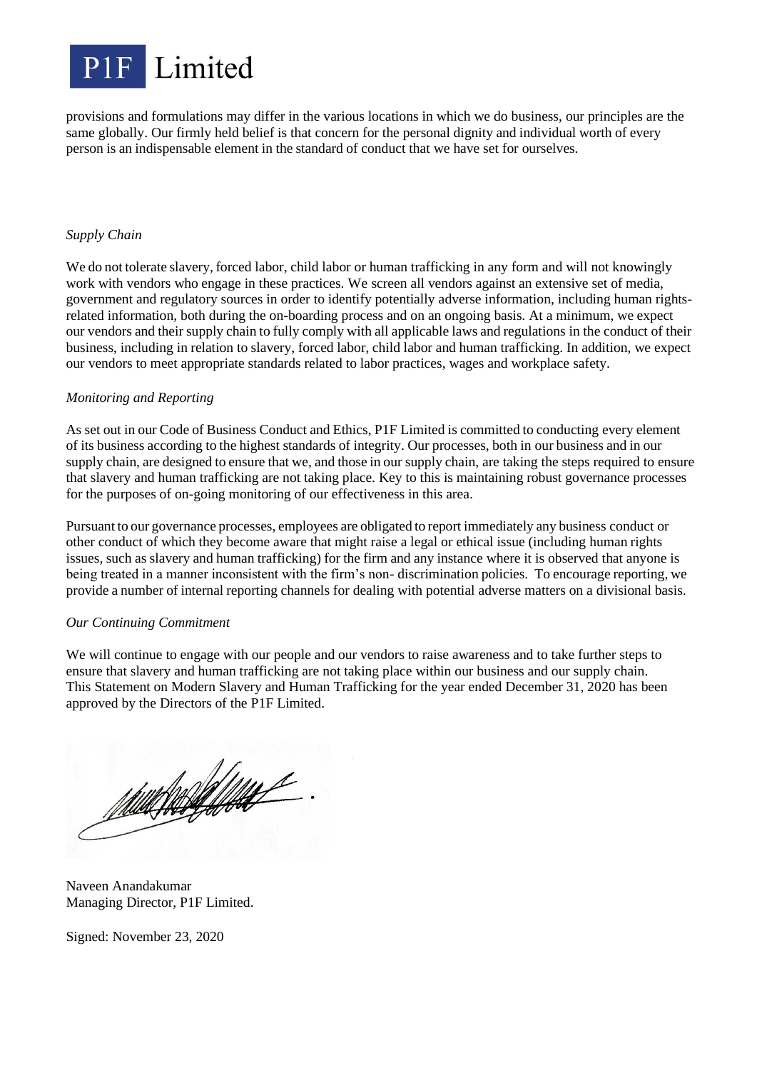provisions and formulations may differ in the various locations in which we do business, our principles are the same globally. Our firmly held belief is that concern for the personal dignity and individual worth of every person is an indispensable element in the standard of conduct that we have set for ourselves.

*Supply Chain*

We do not tolerate slavery, forced labor, child labor or human trafficking in any form and will not knowingly work with vendors who engage in these practices. We screen all vendors against an extensive set of media, government and regulatory sources in order to identify potentially adverse information, including human rights-related information, both during the on-boarding process and on an ongoing basis. At a minimum, we expect our vendors and their supply chain to fully comply with all applicable laws and regulations in the conduct of their business, including in relation to slavery, forced labor, child labor and human trafficking. In addition, we expect our vendors to meet appropriate standards related to labor practices, wages and workplace safety.

*Monitoring and Reporting*

As set out in our Code of Business Conduct and Ethics, P1F Limited is committed to conducting every element of its business according to the highest standards of integrity. Our processes, both in our business and in our supply chain, are designed to ensure that we, and those in our supply chain, are taking the steps required to ensure that slavery and human trafficking are not taking place. Key to this is maintaining robust governance processes for the purposes of on-going monitoring of our effectiveness in this area.

Pursuant to our governance processes, employees are obligated to report immediately any business conduct or other conduct of which they become aware that might raise a legal or ethical issue (including human rights issues, such as slavery and human trafficking) for the firm and any instance where it is observed that anyone is being treated in a manner inconsistent with the firm's non- discrimination policies. To encourage reporting, we provide a number of internal reporting channels for dealing with potential adverse matters on a divisional basis.

*Our Continuing Commitment*

We will continue to engage with our people and our vendors to raise awareness and to take further steps to ensure that slavery and human trafficking are not taking place within our business and our supply chain. This Statement on Modern Slavery and Human Trafficking for the year ended December 31, 2020 has been approved by the Directors of the P1F Limited.

Naveen Anandakumar
Managing Director, P1F Limited.

Signed: November 23, 2020